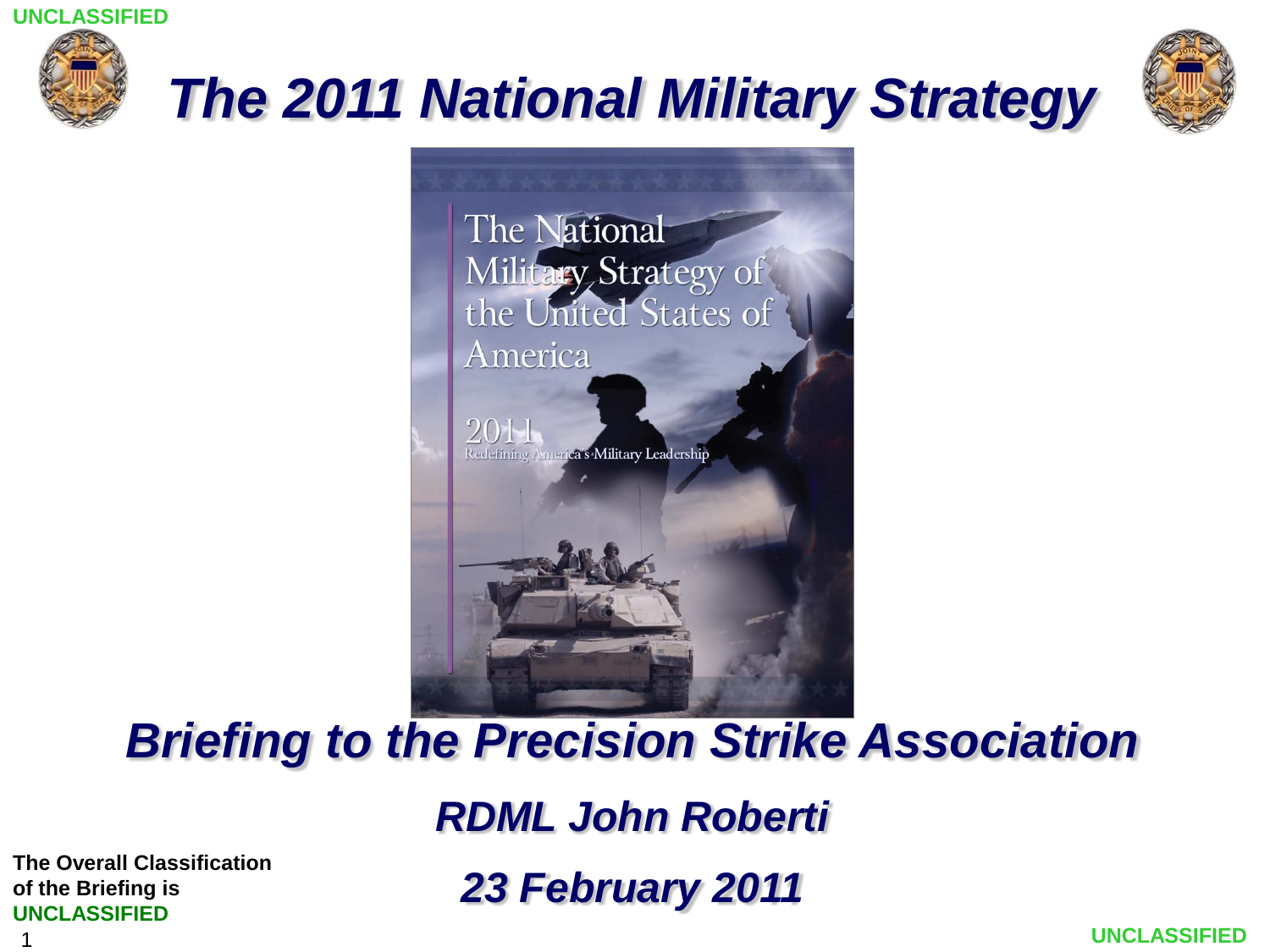UNCLASSIFIED

# *The 2011 National Military Strategy*

The National Military Strategy of the United States of America

2011

Redefining America's Military Leadership

## *Briefing to the Precision Strike Association*

***RDML John Roberti***

***23 February 2011***

**The Overall Classification of the Briefing is UNCLASSIFIED**

UNCLASSIFIED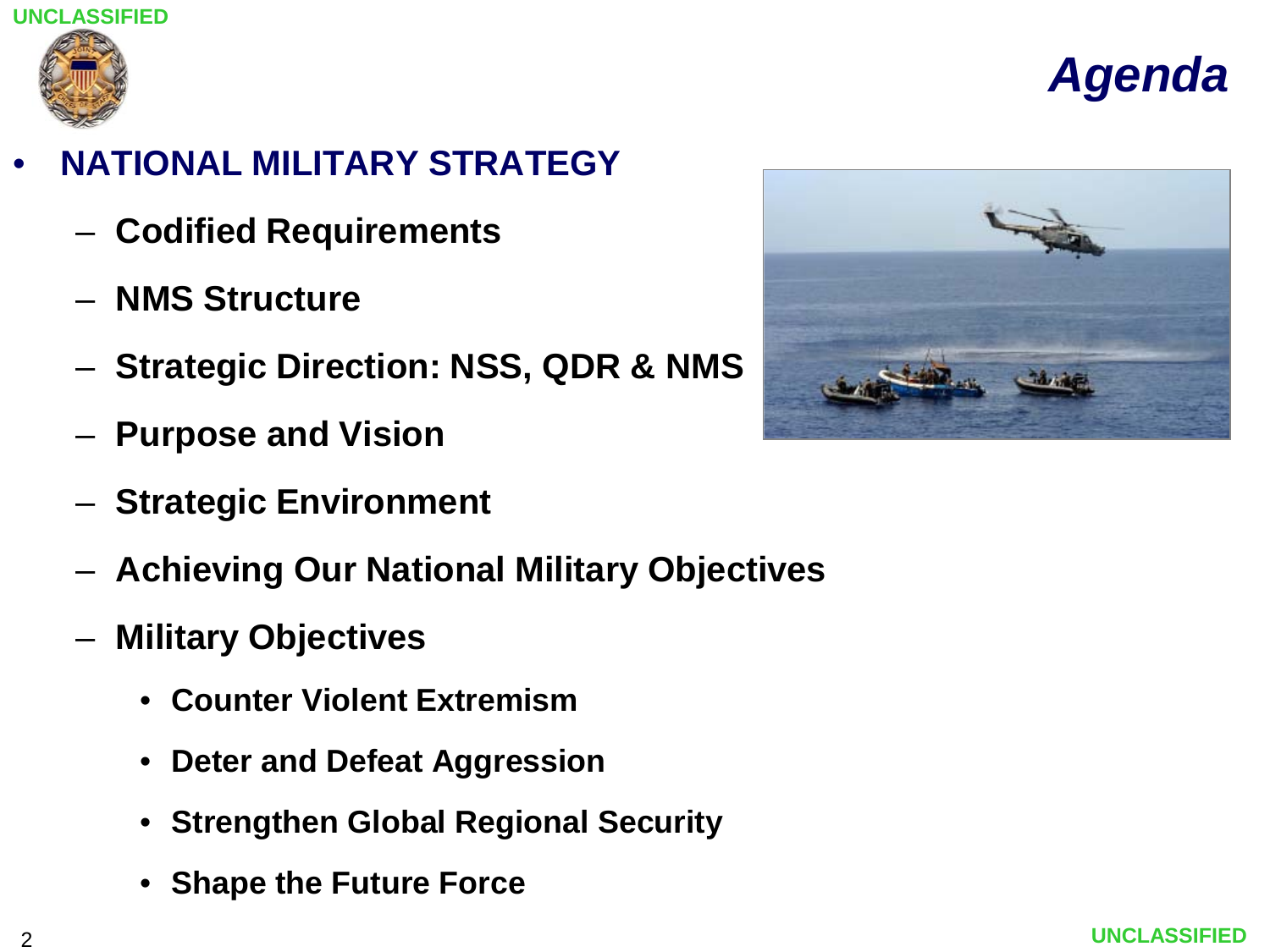# Agenda

- **NATIONAL MILITARY STRATEGY**
  - **Codified Requirements**
  - **NMS Structure**
  - **Strategic Direction: NSS, QDR & NMS**
  - **Purpose and Vision**
  - **Strategic Environment**
  - **Achieving Our National Military Objectives**
  - **Military Objectives**
    - **Counter Violent Extremism**
    - **Deter and Defeat Aggression**
    - **Strengthen Global Regional Security**
    - **Shape the Future Force**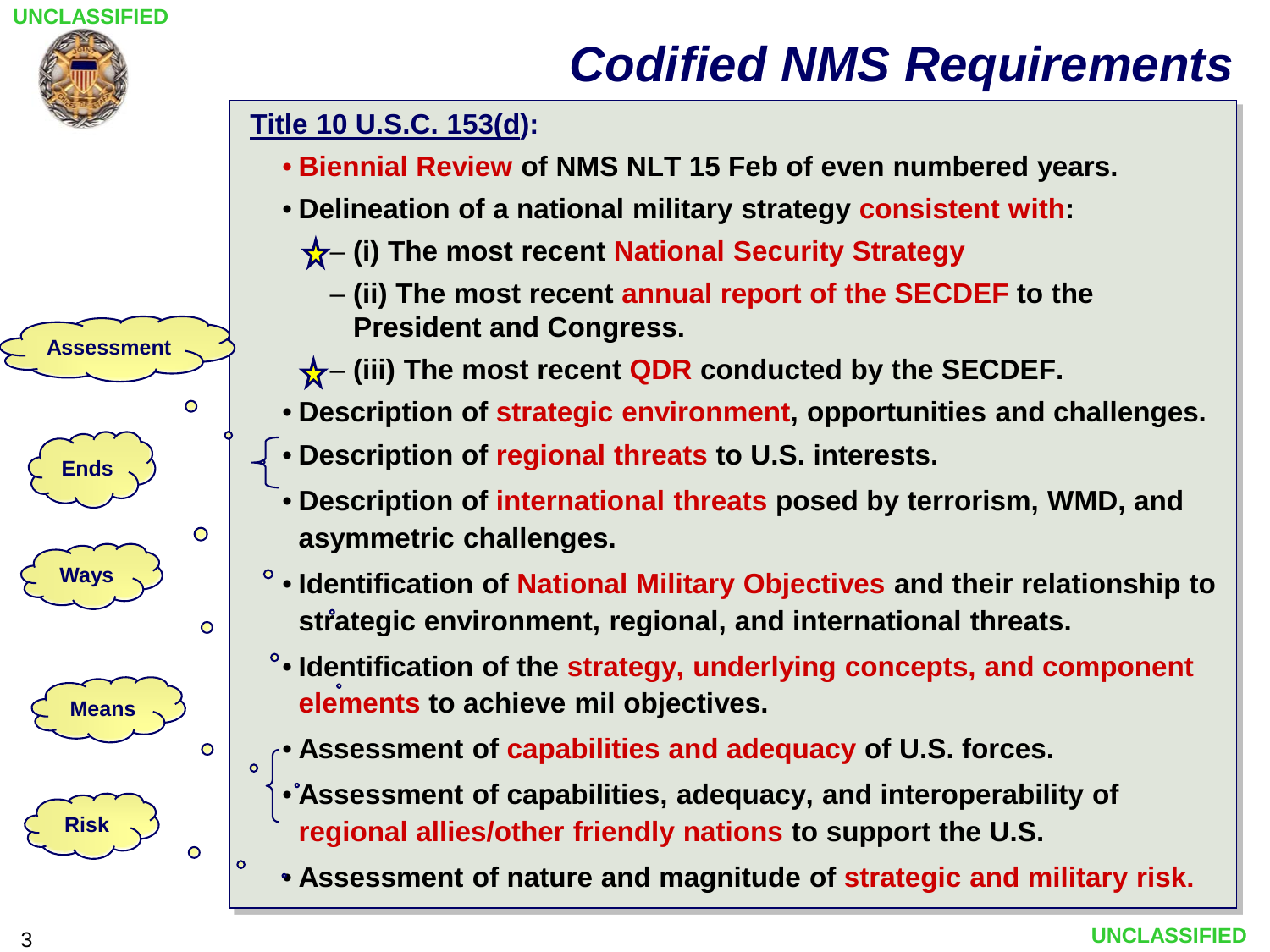UNCLASSIFIED

# Codified NMS Requirements

**Title 10 U.S.C. 153(d):**

- **Biennial Review of NMS NLT 15 Feb of even numbered years.**
- **Delineation of a national military strategy consistent with:**
  - **(i) The most recent National Security Strategy**
  - **(ii) The most recent annual report of the SECDEF to the President and Congress.**
  - **(iii) The most recent QDR conducted by the SECDEF.**
- **Description of strategic environment, opportunities and challenges.**
- **Description of regional threats to U.S. interests.**
- **Description of international threats posed by terrorism, WMD, and asymmetric challenges.**
- **Identification of National Military Objectives and their relationship to strategic environment, regional, and international threats.**
- **Identification of the strategy, underlying concepts, and component elements to achieve mil objectives.**
- **Assessment of capabilities and adequacy of U.S. forces.**
- **Assessment of capabilities, adequacy, and interoperability of regional allies/other friendly nations to support the U.S.**
- **Assessment of nature and magnitude of strategic and military risk.**

Assessment

Ends

Ways

Means

Risk

UNCLASSIFIED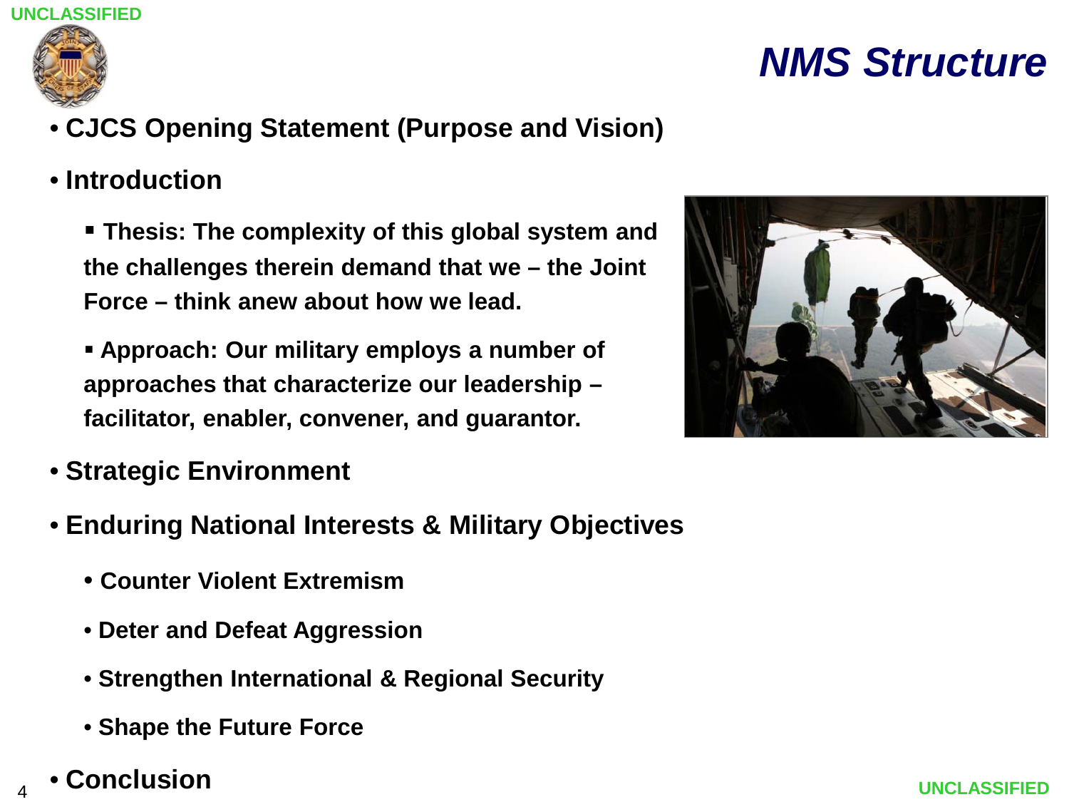# NMS Structure

- **CJCS Opening Statement (Purpose and Vision)**
- **Introduction**
  - **Thesis: The complexity of this global system and the challenges therein demand that we – the Joint Force – think anew about how we lead.**
  - **Approach: Our military employs a number of approaches that characterize our leadership – facilitator, enabler, convener, and guarantor.**
- **Strategic Environment**
- **Enduring National Interests & Military Objectives**
  - **Counter Violent Extremism**
  - **Deter and Defeat Aggression**
  - **Strengthen International & Regional Security**
  - **Shape the Future Force**
- **Conclusion**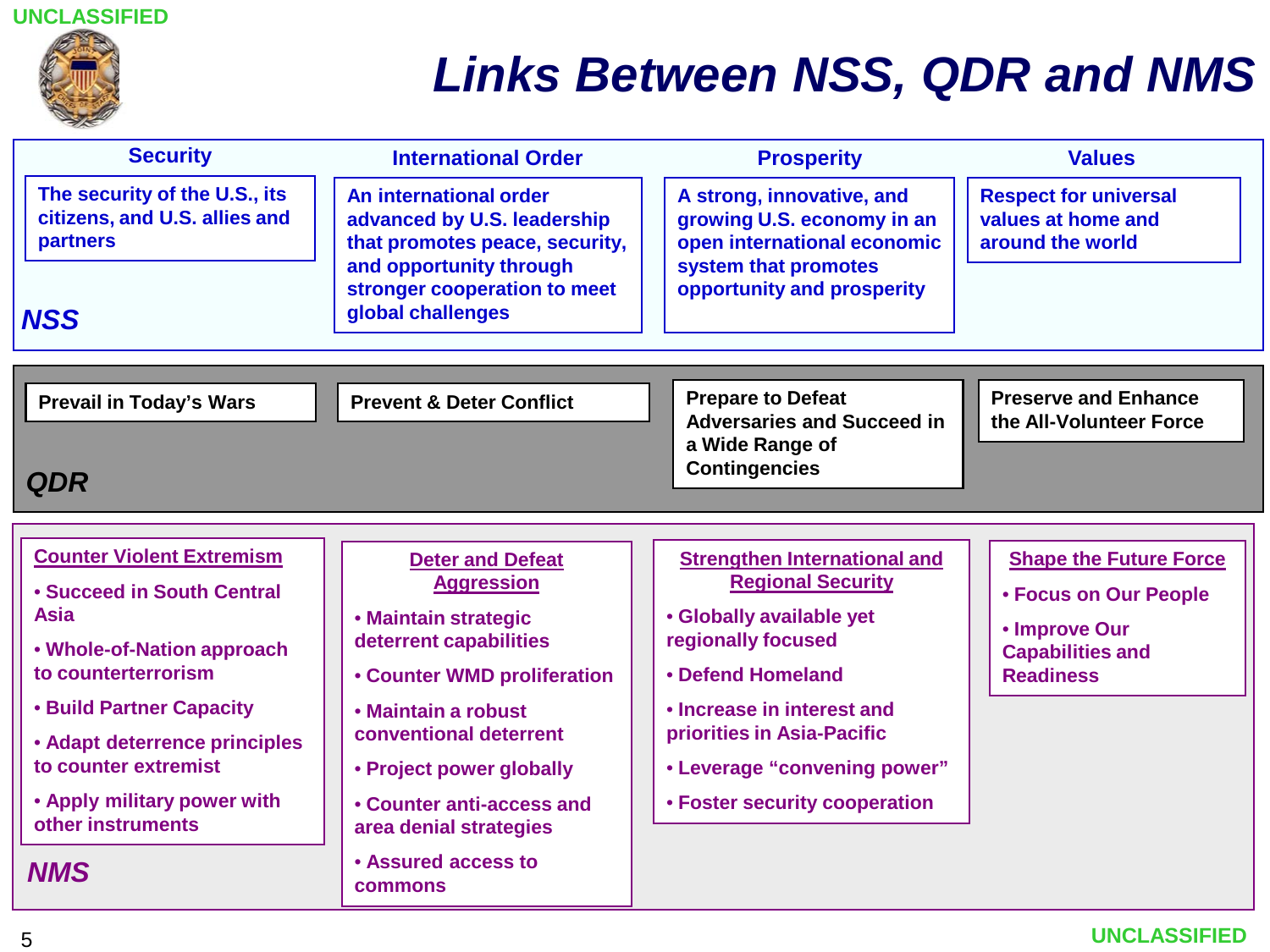# Links Between NSS, QDR and NMS

## NSS

**Security**

The security of the U.S., its citizens, and U.S. allies and partners

**International Order**

An international order advanced by U.S. leadership that promotes peace, security, and opportunity through stronger cooperation to meet global challenges

**Prosperity**

A strong, innovative, and growing U.S. economy in an open international economic system that promotes opportunity and prosperity

**Values**

Respect for universal values at home and around the world

## QDR

- Prevail in Today's Wars
- Prevent & Deter Conflict
- Prepare to Defeat Adversaries and Succeed in a Wide Range of Contingencies
- Preserve and Enhance the All-Volunteer Force

## NMS

**Counter Violent Extremism**

- Succeed in South Central Asia
- Whole-of-Nation approach to counterterrorism
- Build Partner Capacity
- Adapt deterrence principles to counter extremist
- Apply military power with other instruments

**Deter and Defeat Aggression**

- Maintain strategic deterrent capabilities
- Counter WMD proliferation
- Maintain a robust conventional deterrent
- Project power globally
- Counter anti-access and area denial strategies
- Assured access to commons

**Strengthen International and Regional Security**

- Globally available yet regionally focused
- Defend Homeland
- Increase in interest and priorities in Asia-Pacific
- Leverage "convening power"
- Foster security cooperation

**Shape the Future Force**

- Focus on Our People
- Improve Our Capabilities and Readiness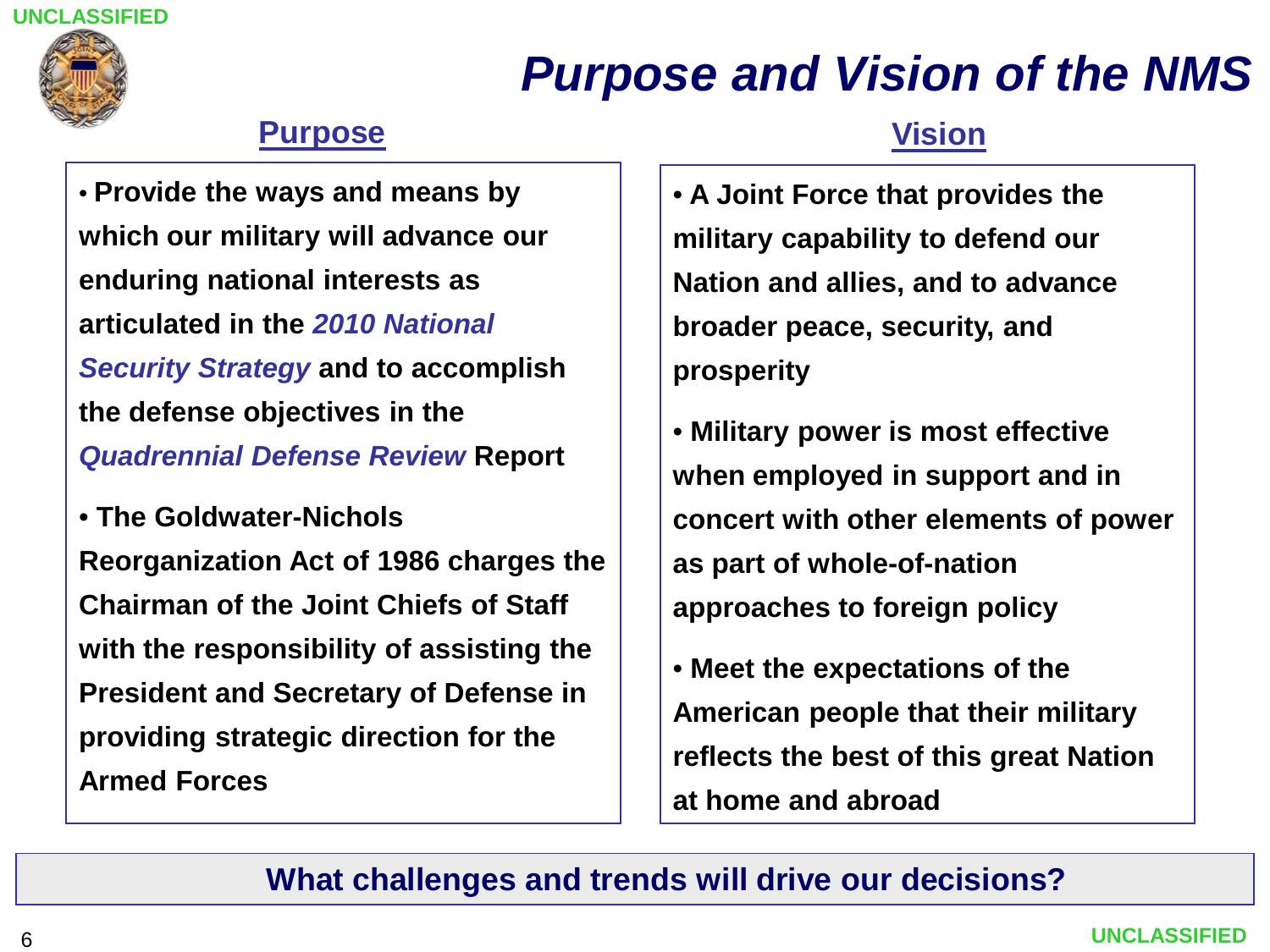# Purpose and Vision of the NMS

## Purpose

- Provide the ways and means by which our military will advance our enduring national interests as articulated in the *2010 National Security Strategy* and to accomplish the defense objectives in the *Quadrennial Defense Review* Report
- The Goldwater-Nichols Reorganization Act of 1986 charges the Chairman of the Joint Chiefs of Staff with the responsibility of assisting the President and Secretary of Defense in providing strategic direction for the Armed Forces

## Vision

- A Joint Force that provides the military capability to defend our Nation and allies, and to advance broader peace, security, and prosperity
- Military power is most effective when employed in support and in concert with other elements of power as part of whole-of-nation approaches to foreign policy
- Meet the expectations of the American people that their military reflects the best of this great Nation at home and abroad

**What challenges and trends will drive our decisions?**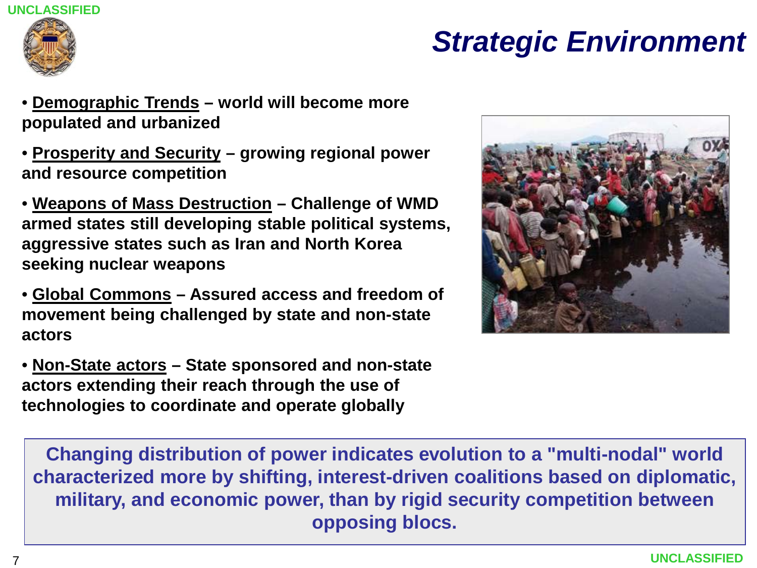# Strategic Environment

- **Demographic Trends** – world will become more populated and urbanized
- **Prosperity and Security** – growing regional power and resource competition
- **Weapons of Mass Destruction** – Challenge of WMD armed states still developing stable political systems, aggressive states such as Iran and North Korea seeking nuclear weapons
- **Global Commons** – Assured access and freedom of movement being challenged by state and non-state actors
- **Non-State actors** – State sponsored and non-state actors extending their reach through the use of technologies to coordinate and operate globally

**Changing distribution of power indicates evolution to a "multi-nodal" world characterized more by shifting, interest-driven coalitions based on diplomatic, military, and economic power, than by rigid security competition between opposing blocs.**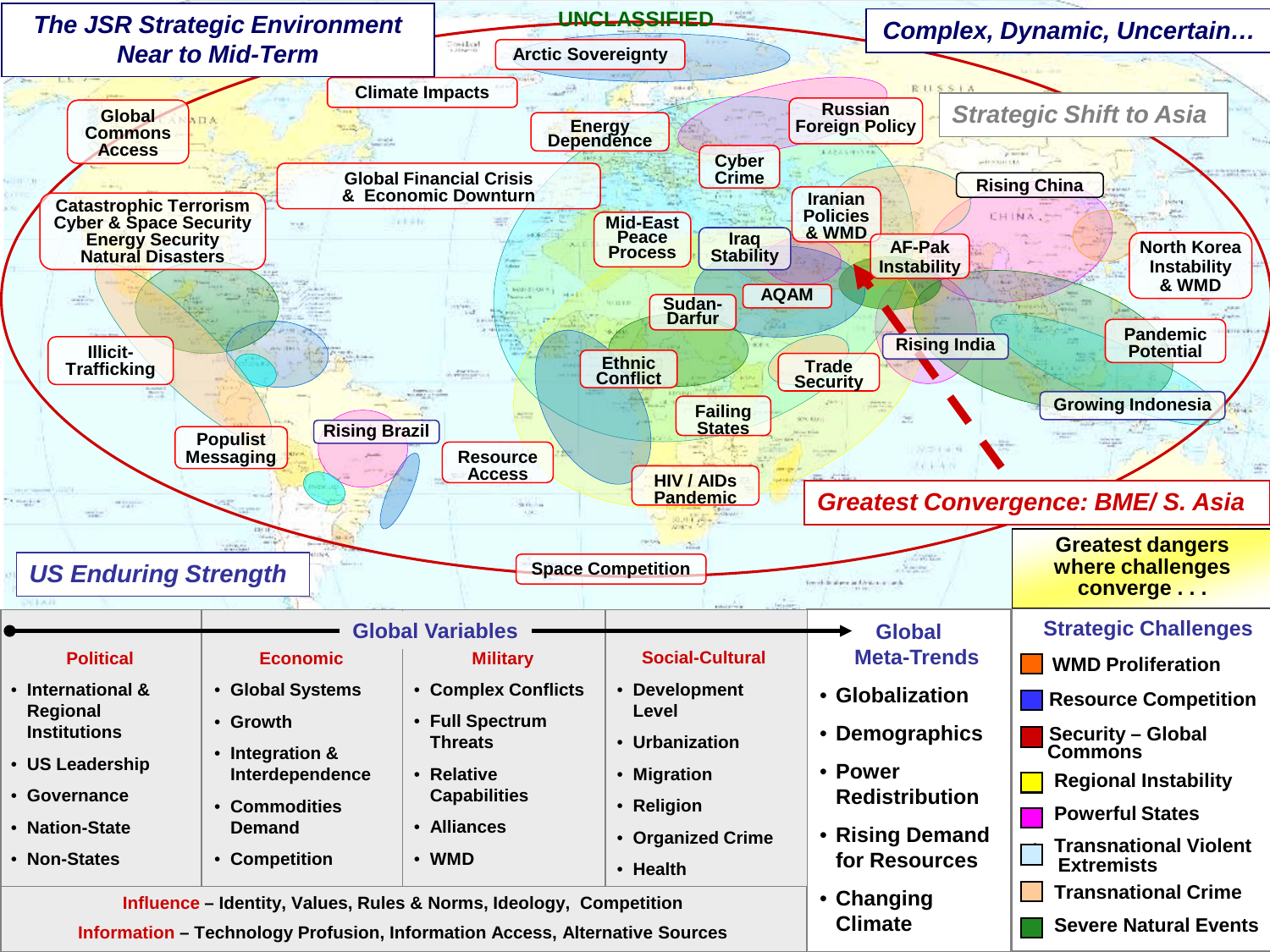UNCLASSIFIED

# The JSR Strategic Environment Near to Mid-Term

## Complex, Dynamic, Uncertain…

*Strategic Shift to Asia*

Arctic Sovereignty

Climate Impacts

Global Commons Access

Energy Dependence

Russian Foreign Policy

Cyber Crime

Global Financial Crisis & Economic Downturn

Rising China

Catastrophic Terrorism
Cyber & Space Security
Energy Security
Natural Disasters

Mid-East Peace Process

Iranian Policies & WMD

Iraq Stability

AF-Pak Instability

North Korea Instability & WMD

AQAM

Sudan-Darfur

Rising India

Pandemic Potential

Illicit-Trafficking

Ethnic Conflict

Trade Security

Growing Indonesia

Failing States

Rising Brazil

Populist Messaging

Resource Access

HIV / AIDs Pandemic

**Greatest Convergence: BME/ S. Asia**

Space Competition

**US Enduring Strength**

**Greatest dangers where challenges converge . . .**

## Global Variables

| Political | Economic | Military | Social-Cultural |
|---|---|---|---|
| • International & Regional Institutions<br>• US Leadership<br>• Governance<br>• Nation-State<br>• Non-States | • Global Systems<br>• Growth<br>• Integration & Interdependence<br>• Commodities Demand<br>• Competition | • Complex Conflicts<br>• Full Spectrum Threats<br>• Relative Capabilities<br>• Alliances<br>• WMD | • Development Level<br>• Urbanization<br>• Migration<br>• Religion<br>• Organized Crime<br>• Health |

**Influence** – Identity, Values, Rules & Norms, Ideology, Competition

**Information** – Technology Profusion, Information Access, Alternative Sources

## Global Meta-Trends

- Globalization
- Demographics
- Power Redistribution
- Rising Demand for Resources
- Changing Climate

## Strategic Challenges

- WMD Proliferation
- Resource Competition
- Security – Global Commons
- Regional Instability
- Powerful States
- Transnational Violent Extremists
- Transnational Crime
- Severe Natural Events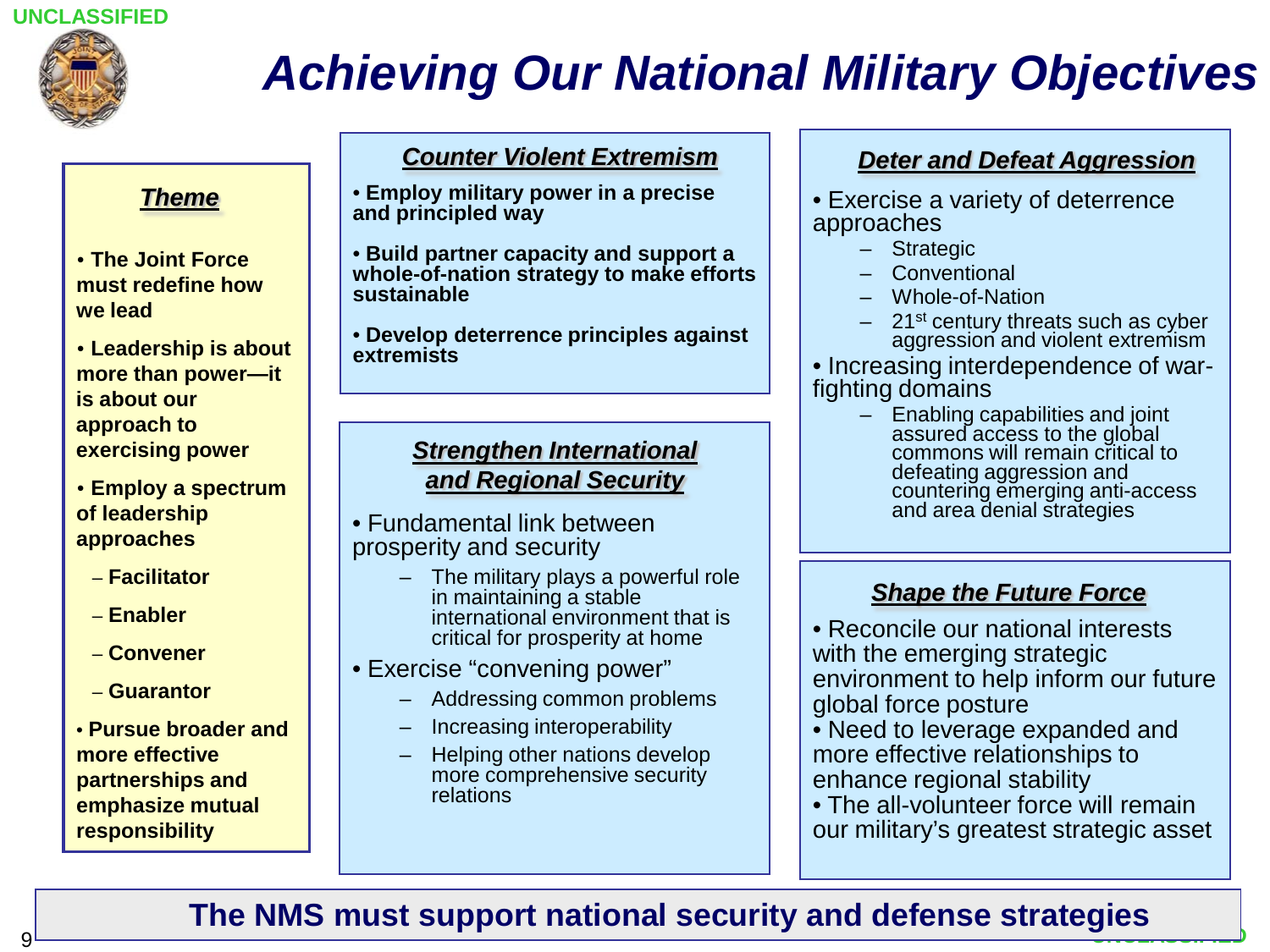# Achieving Our National Military Objectives

### Theme

- **The Joint Force must redefine how we lead**
- **Leadership is about more than power—it is about our approach to exercising power**
- **Employ a spectrum of leadership approaches**
  - **Facilitator**
  - **Enabler**
  - **Convener**
  - **Guarantor**
- **Pursue broader and more effective partnerships and emphasize mutual responsibility**

### Counter Violent Extremism

- **Employ military power in a precise and principled way**
- **Build partner capacity and support a whole-of-nation strategy to make efforts sustainable**
- **Develop deterrence principles against extremists**

### Strengthen International and Regional Security

- Fundamental link between prosperity and security
  - The military plays a powerful role in maintaining a stable international environment that is critical for prosperity at home
- Exercise "convening power"
  - Addressing common problems
  - Increasing interoperability
  - Helping other nations develop more comprehensive security relations

### Deter and Defeat Aggression

- Exercise a variety of deterrence approaches
  - Strategic
  - Conventional
  - Whole-of-Nation
  - 21st century threats such as cyber aggression and violent extremism
- Increasing interdependence of war-fighting domains
  - Enabling capabilities and joint assured access to the global commons will remain critical to defeating aggression and countering emerging anti-access and area denial strategies

### Shape the Future Force

- Reconcile our national interests with the emerging strategic environment to help inform our future global force posture
- Need to leverage expanded and more effective relationships to enhance regional stability
- The all-volunteer force will remain our military's greatest strategic asset

**The NMS must support national security and defense strategies**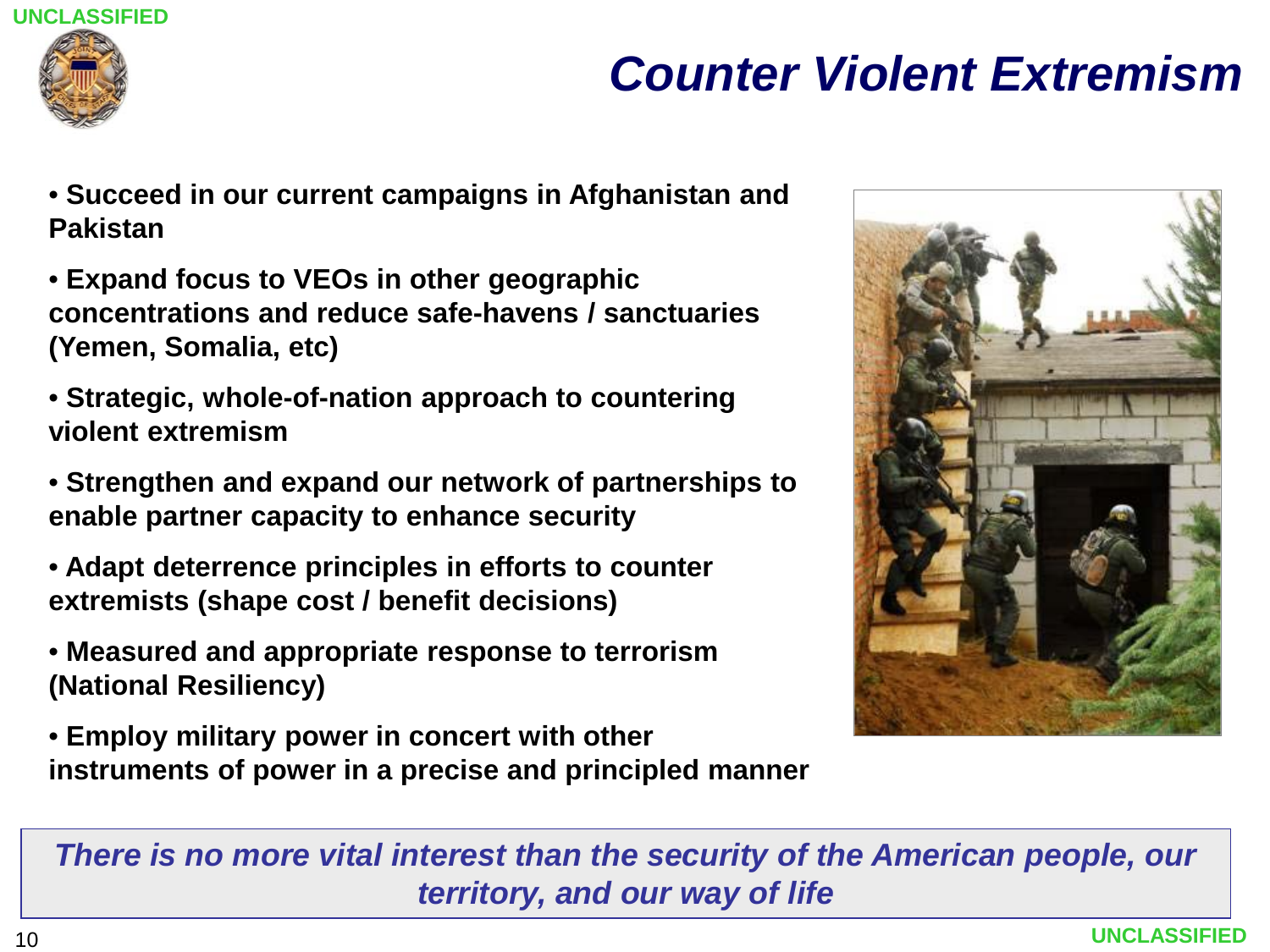# Counter Violent Extremism

- **Succeed in our current campaigns in Afghanistan and Pakistan**
- **Expand focus to VEOs in other geographic concentrations and reduce safe-havens / sanctuaries (Yemen, Somalia, etc)**
- **Strategic, whole-of-nation approach to countering violent extremism**
- **Strengthen and expand our network of partnerships to enable partner capacity to enhance security**
- **Adapt deterrence principles in efforts to counter extremists (shape cost / benefit decisions)**
- **Measured and appropriate response to terrorism (National Resiliency)**
- **Employ military power in concert with other instruments of power in a precise and principled manner**

***There is no more vital interest than the security of the American people, our territory, and our way of life***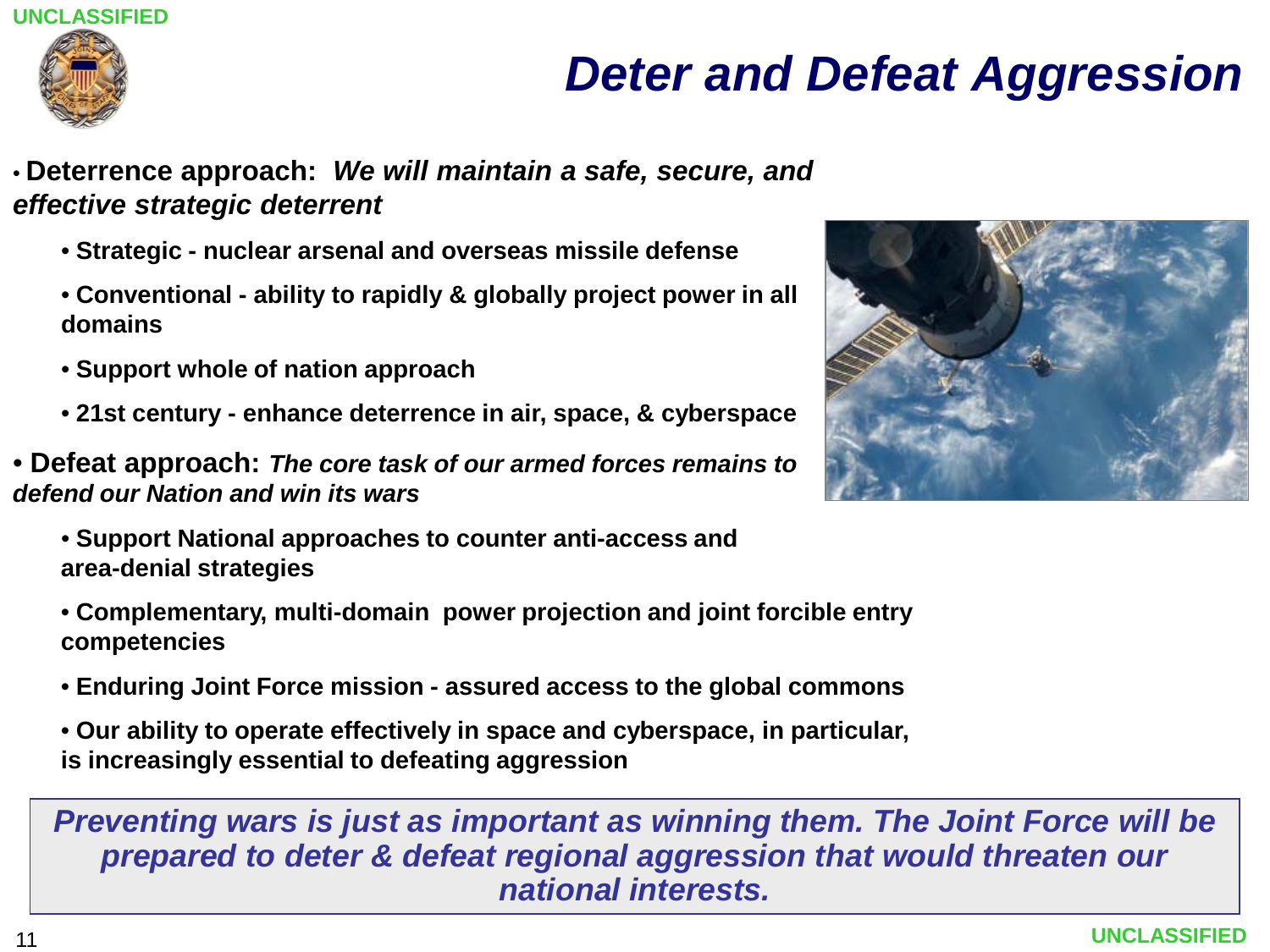# Deter and Defeat Aggression

- **Deterrence approach:** ***We will maintain a safe, secure, and effective strategic deterrent***
  - **Strategic - nuclear arsenal and overseas missile defense**
  - **Conventional - ability to rapidly & globally project power in all domains**
  - **Support whole of nation approach**
  - **21st century - enhance deterrence in air, space, & cyberspace**
- **Defeat approach:** ***The core task of our armed forces remains to defend our Nation and win its wars***
  - **Support National approaches to counter anti-access and area-denial strategies**
  - **Complementary, multi-domain power projection and joint forcible entry competencies**
  - **Enduring Joint Force mission - assured access to the global commons**
  - **Our ability to operate effectively in space and cyberspace, in particular, is increasingly essential to defeating aggression**

***Preventing wars is just as important as winning them. The Joint Force will be prepared to deter & defeat regional aggression that would threaten our national interests.***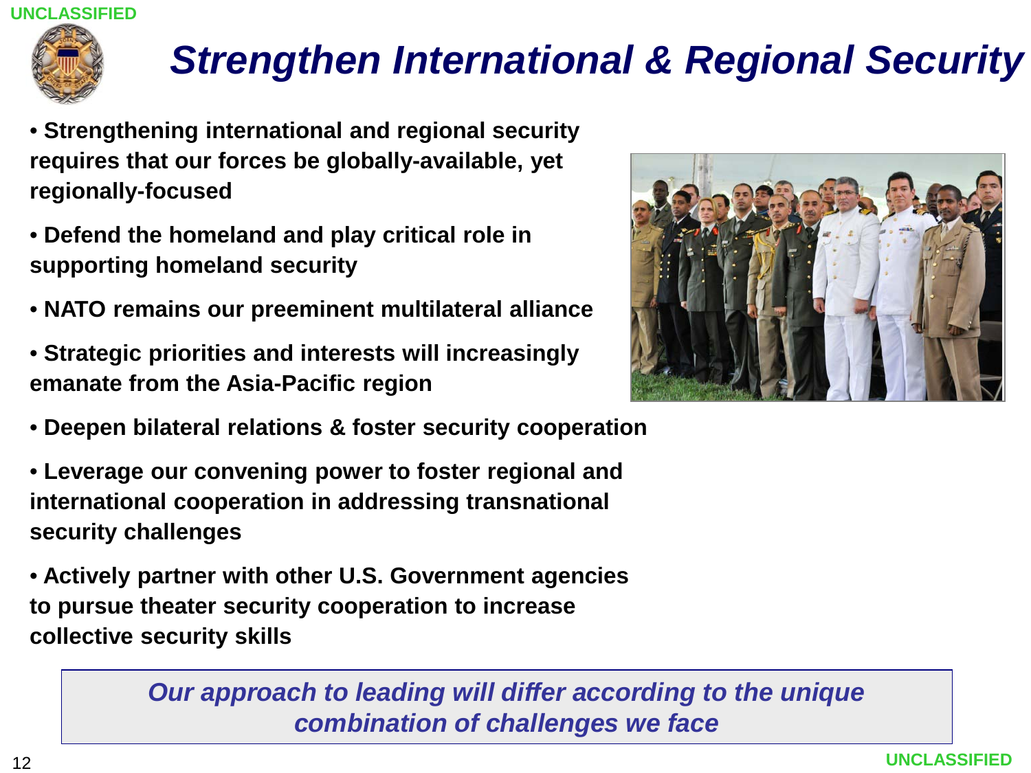# Strengthen International & Regional Security

- Strengthening international and regional security requires that our forces be globally-available, yet regionally-focused
- Defend the homeland and play critical role in supporting homeland security
- NATO remains our preeminent multilateral alliance
- Strategic priorities and interests will increasingly emanate from the Asia-Pacific region
- Deepen bilateral relations & foster security cooperation
- Leverage our convening power to foster regional and international cooperation in addressing transnational security challenges
- Actively partner with other U.S. Government agencies to pursue theater security cooperation to increase collective security skills

*Our approach to leading will differ according to the unique combination of challenges we face*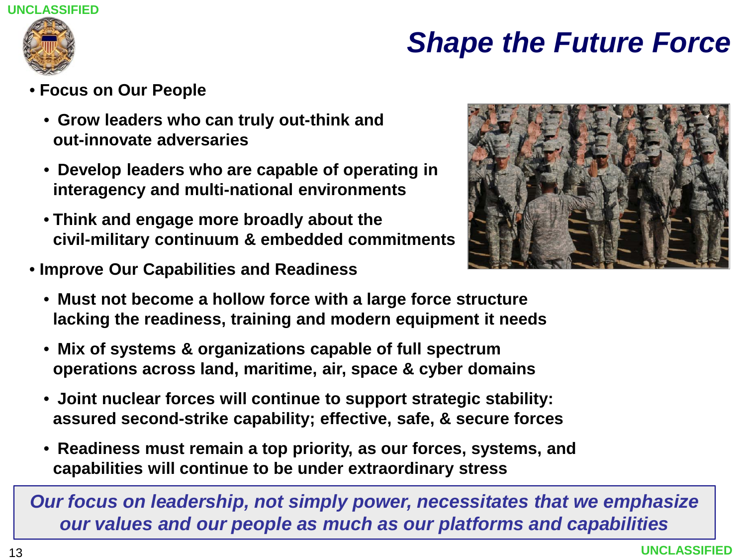# Shape the Future Force

- **Focus on Our People**
  - **Grow leaders who can truly out-think and out-innovate adversaries**
  - **Develop leaders who are capable of operating in interagency and multi-national environments**
  - **Think and engage more broadly about the civil-military continuum & embedded commitments**
- **Improve Our Capabilities and Readiness**
  - **Must not become a hollow force with a large force structure lacking the readiness, training and modern equipment it needs**
  - **Mix of systems & organizations capable of full spectrum operations across land, maritime, air, space & cyber domains**
  - **Joint nuclear forces will continue to support strategic stability: assured second-strike capability; effective, safe, & secure forces**
  - **Readiness must remain a top priority, as our forces, systems, and capabilities will continue to be under extraordinary stress**

***Our focus on leadership, not simply power, necessitates that we emphasize our values and our people as much as our platforms and capabilities***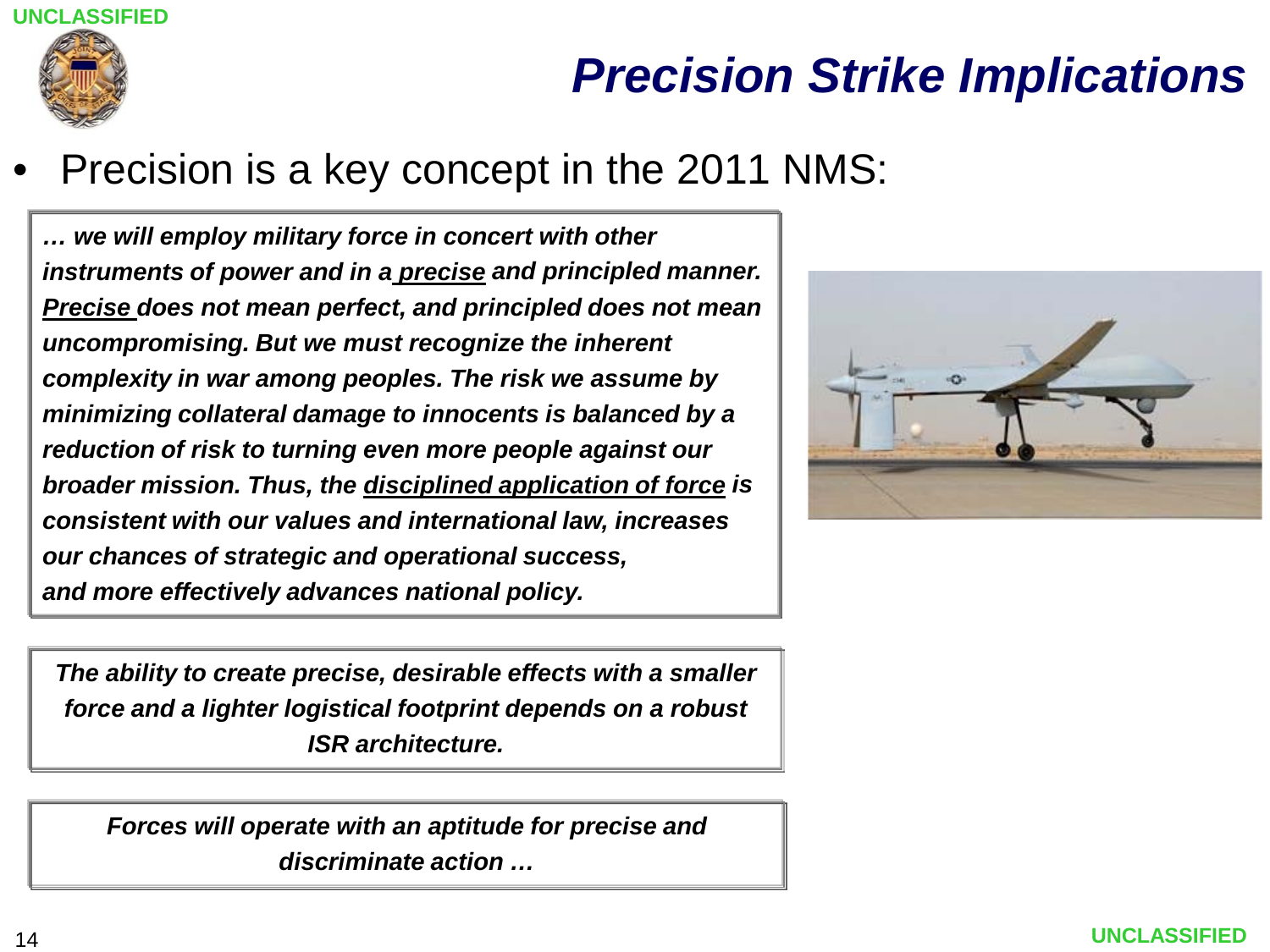# Precision Strike Implications

- Precision is a key concept in the 2011 NMS:

> ***… we will employ military force in concert with other instruments of power and in a precise and principled manner. Precise does not mean perfect, and principled does not mean uncompromising. But we must recognize the inherent complexity in war among peoples. The risk we assume by minimizing collateral damage to innocents is balanced by a reduction of risk to turning even more people against our broader mission. Thus, the disciplined application of force is consistent with our values and international law, increases our chances of strategic and operational success, and more effectively advances national policy.***

> ***The ability to create precise, desirable effects with a smaller force and a lighter logistical footprint depends on a robust ISR architecture.***

> ***Forces will operate with an aptitude for precise and discriminate action …***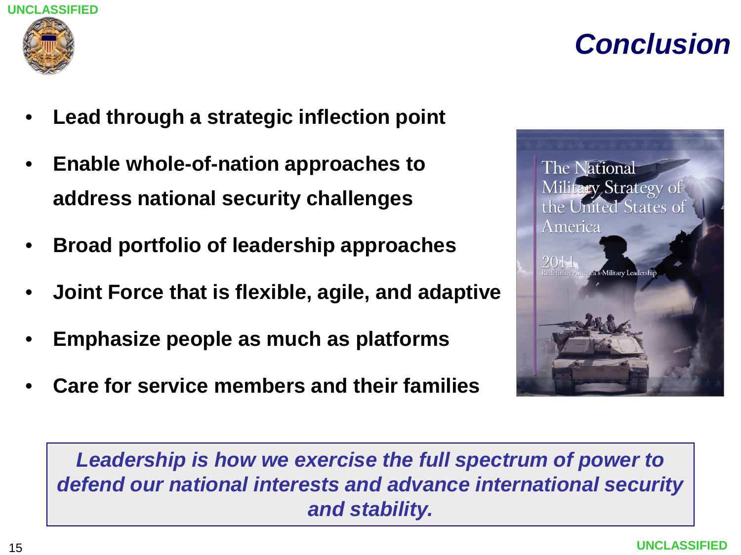# Conclusion

- **Lead through a strategic inflection point**
- **Enable whole-of-nation approaches to address national security challenges**
- **Broad portfolio of leadership approaches**
- **Joint Force that is flexible, agile, and adaptive**
- **Emphasize people as much as platforms**
- **Care for service members and their families**

***Leadership is how we exercise the full spectrum of power to defend our national interests and advance international security and stability.***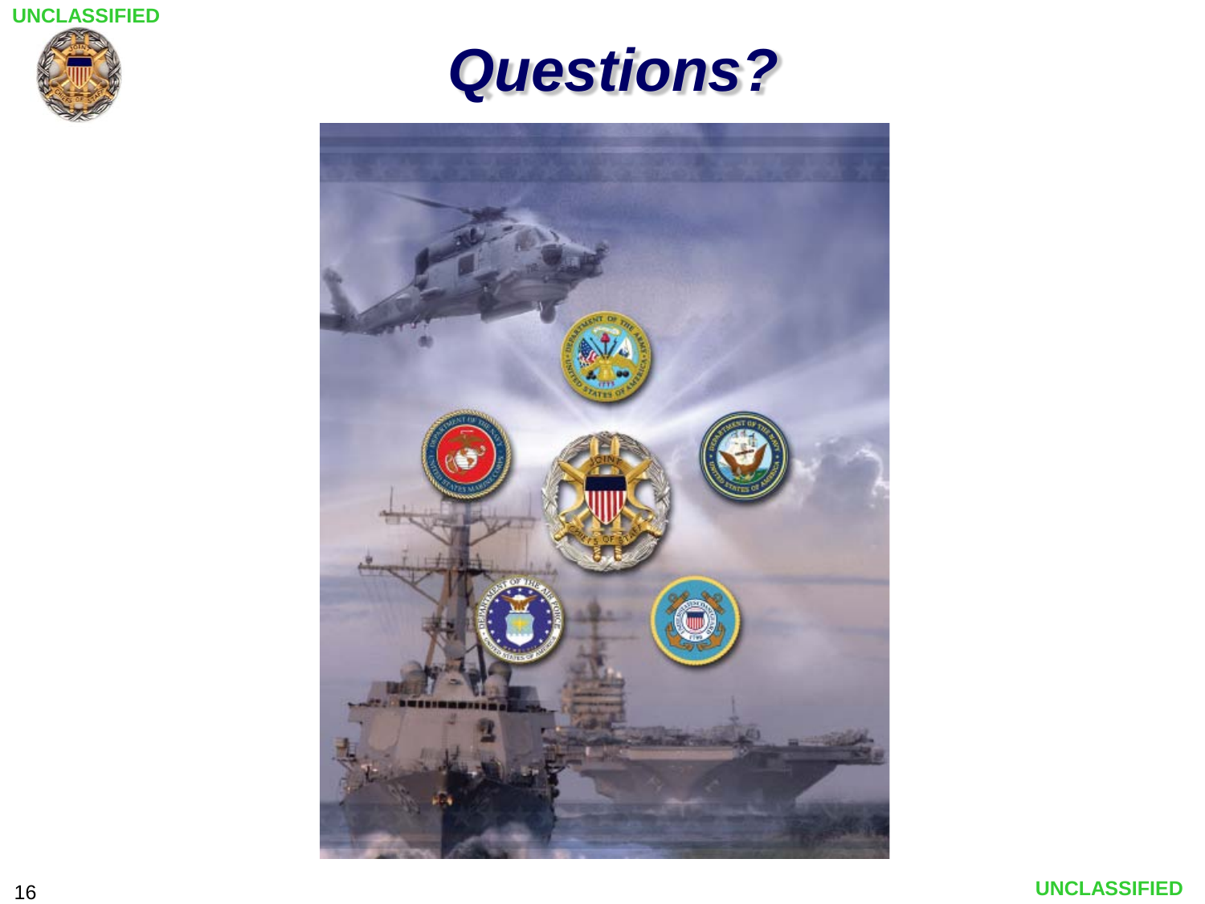# Questions?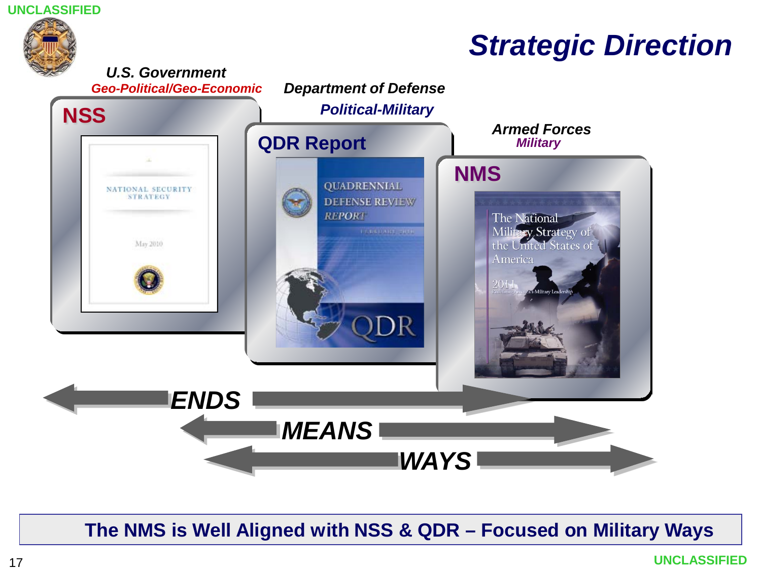UNCLASSIFIED

# Strategic Direction

***U.S. Government***
***Geo-Political/Geo-Economic***

**NSS**

NATIONAL SECURITY STRATEGY

May 2010

***Department of Defense***
***Political-Military***

**QDR Report**

QUADRENNIAL DEFENSE REVIEW REPORT

FEBRUARY 2010

QDR

***Armed Forces***
***Military***

**NMS**

The National Military Strategy of the United States of America

2011

Redefining America's Military Leadership

***ENDS***

***MEANS***

***WAYS***

**The NMS is Well Aligned with NSS & QDR – Focused on Military Ways**

UNCLASSIFIED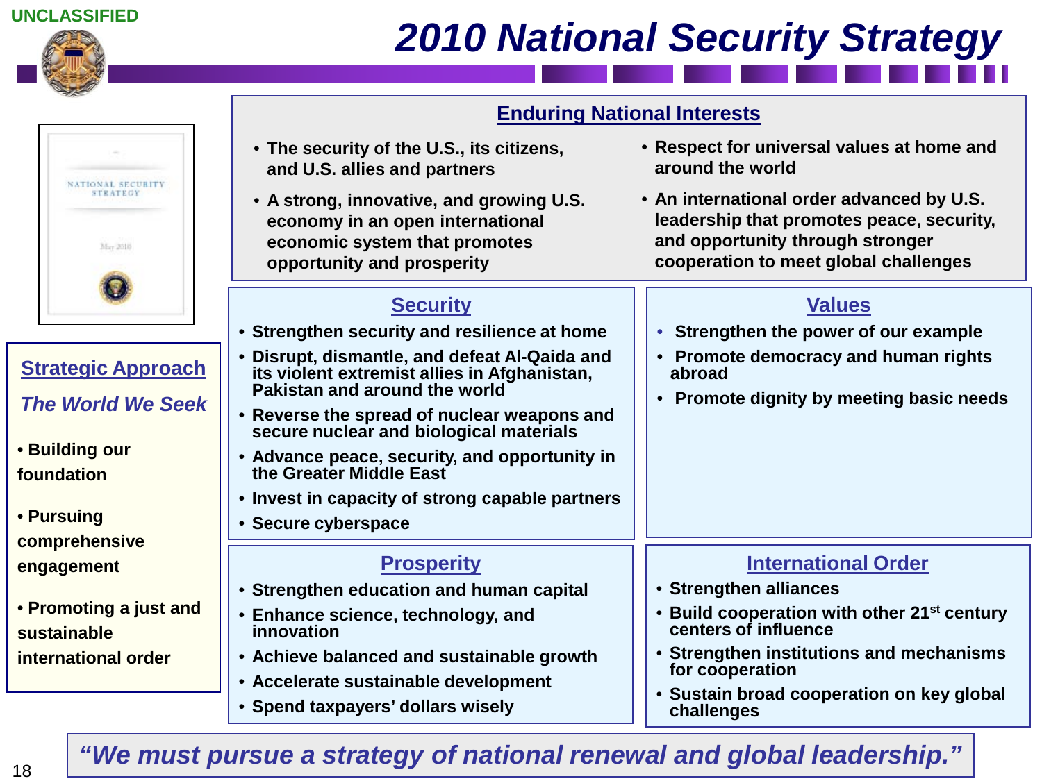UNCLASSIFIED

# 2010 National Security Strategy

## Strategic Approach

*The World We Seek*

- Building our foundation
- Pursuing comprehensive engagement
- Promoting a just and sustainable international order

## Enduring National Interests

- The security of the U.S., its citizens, and U.S. allies and partners
- A strong, innovative, and growing U.S. economy in an open international economic system that promotes opportunity and prosperity
- Respect for universal values at home and around the world
- An international order advanced by U.S. leadership that promotes peace, security, and opportunity through stronger cooperation to meet global challenges

## Security

- Strengthen security and resilience at home
- Disrupt, dismantle, and defeat Al-Qaida and its violent extremist allies in Afghanistan, Pakistan and around the world
- Reverse the spread of nuclear weapons and secure nuclear and biological materials
- Advance peace, security, and opportunity in the Greater Middle East
- Invest in capacity of strong capable partners
- Secure cyberspace

## Values

- Strengthen the power of our example
- Promote democracy and human rights abroad
- Promote dignity by meeting basic needs

## Prosperity

- Strengthen education and human capital
- Enhance science, technology, and innovation
- Achieve balanced and sustainable growth
- Accelerate sustainable development
- Spend taxpayers' dollars wisely

## International Order

- Strengthen alliances
- Build cooperation with other 21st century centers of influence
- Strengthen institutions and mechanisms for cooperation
- Sustain broad cooperation on key global challenges

*"We must pursue a strategy of national renewal and global leadership."*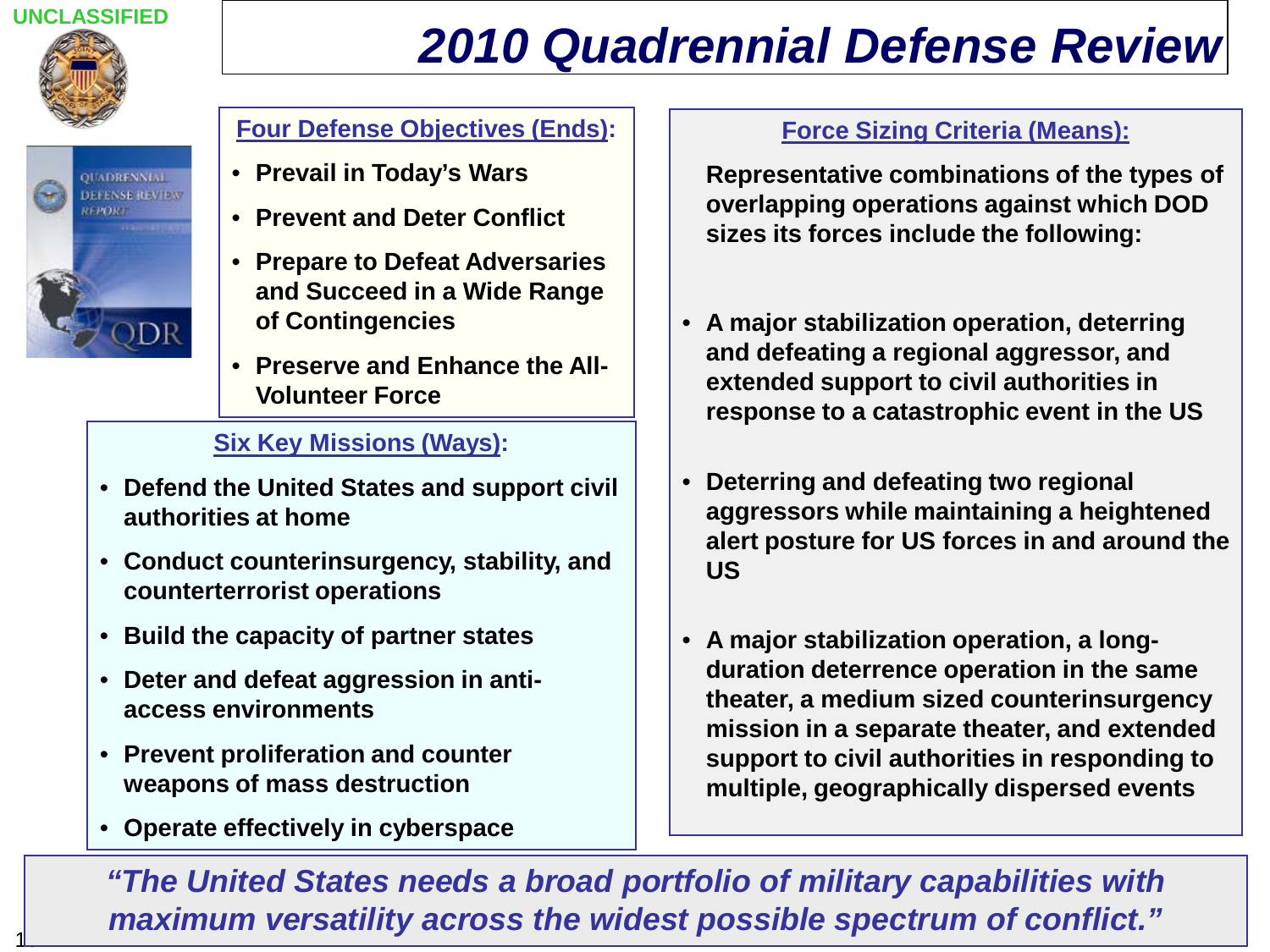UNCLASSIFIED

# 2010 Quadrennial Defense Review

## Four Defense Objectives (Ends):

- Prevail in Today's Wars
- Prevent and Deter Conflict
- Prepare to Defeat Adversaries and Succeed in a Wide Range of Contingencies
- Preserve and Enhance the All-Volunteer Force

## Six Key Missions (Ways):

- Defend the United States and support civil authorities at home
- Conduct counterinsurgency, stability, and counterterrorist operations
- Build the capacity of partner states
- Deter and defeat aggression in anti-access environments
- Prevent proliferation and counter weapons of mass destruction
- Operate effectively in cyberspace

## Force Sizing Criteria (Means):

Representative combinations of the types of overlapping operations against which DOD sizes its forces include the following:

- A major stabilization operation, deterring and defeating a regional aggressor, and extended support to civil authorities in response to a catastrophic event in the US
- Deterring and defeating two regional aggressors while maintaining a heightened alert posture for US forces in and around the US
- A major stabilization operation, a long-duration deterrence operation in the same theater, a medium sized counterinsurgency mission in a separate theater, and extended support to civil authorities in responding to multiple, geographically dispersed events

*"The United States needs a broad portfolio of military capabilities with maximum versatility across the widest possible spectrum of conflict."*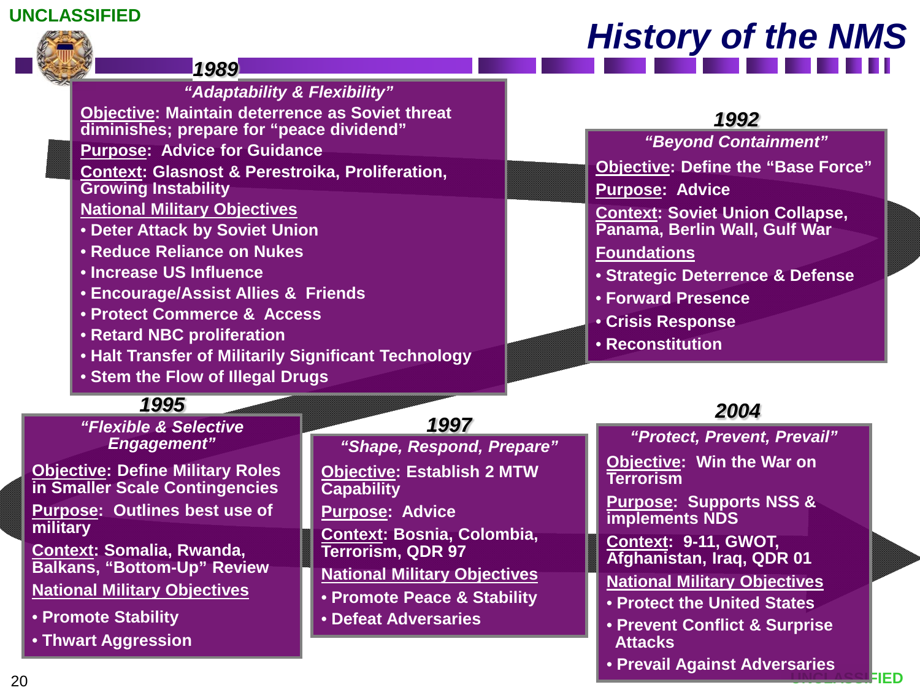UNCLASSIFIED

# History of the NMS

## 1989

*"Adaptability & Flexibility"*

Objective: Maintain deterrence as Soviet threat diminishes; prepare for "peace dividend"

Purpose: Advice for Guidance

Context: Glasnost & Perestroika, Proliferation, Growing Instability

National Military Objectives

- Deter Attack by Soviet Union
- Reduce Reliance on Nukes
- Increase US Influence
- Encourage/Assist Allies & Friends
- Protect Commerce & Access
- Retard NBC proliferation
- Halt Transfer of Militarily Significant Technology
- Stem the Flow of Illegal Drugs

## 1992

*"Beyond Containment"*

Objective: Define the "Base Force"

Purpose: Advice

Context: Soviet Union Collapse, Panama, Berlin Wall, Gulf War

Foundations

- Strategic Deterrence & Defense
- Forward Presence
- Crisis Response
- Reconstitution

## 1995

*"Flexible & Selective Engagement"*

Objective: Define Military Roles in Smaller Scale Contingencies

Purpose: Outlines best use of military

Context: Somalia, Rwanda, Balkans, "Bottom-Up" Review

National Military Objectives

- Promote Stability
- Thwart Aggression

## 1997

*"Shape, Respond, Prepare"*

Objective: Establish 2 MTW Capability

Purpose: Advice

Context: Bosnia, Colombia, Terrorism, QDR 97

National Military Objectives

- Promote Peace & Stability
- Defeat Adversaries

## 2004

*"Protect, Prevent, Prevail"*

Objective: Win the War on Terrorism

Purpose: Supports NSS & implements NDS

Context: 9-11, GWOT, Afghanistan, Iraq, QDR 01

National Military Objectives

- Protect the United States
- Prevent Conflict & Surprise Attacks
- Prevail Against Adversaries

UNCLASSIFIED